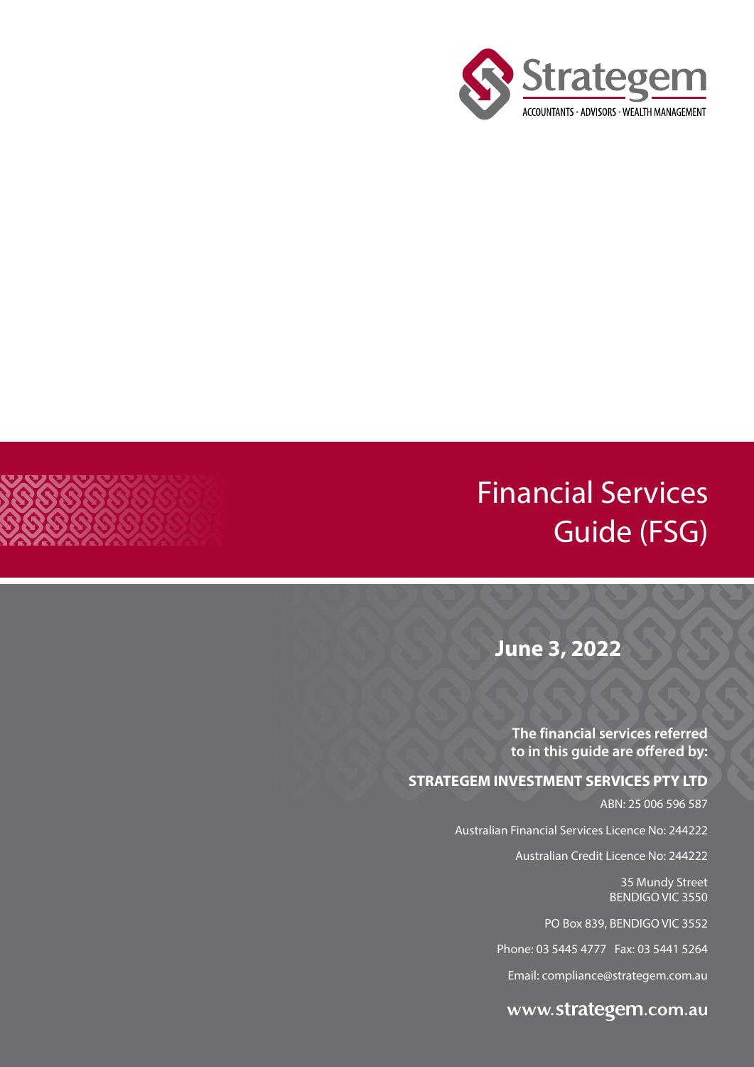Strategem

ACCOUNTANTS • ADVISORS • WEALTH MANAGEMENT

# Financial Services Guide (FSG)

**June 3, 2022**

**The financial services referred to in this guide are offered by:**

**STRATEGEM INVESTMENT SERVICES PTY LTD**

ABN: 25 006 596 587

Australian Financial Services Licence No: 244222

Australian Credit Licence No: 244222

35 Mundy Street
BENDIGO VIC 3550

PO Box 839, BENDIGO VIC 3552

Phone: 03 5445 4777 Fax: 03 5441 5264

Email: compliance@strategem.com.au

www.strategem.com.au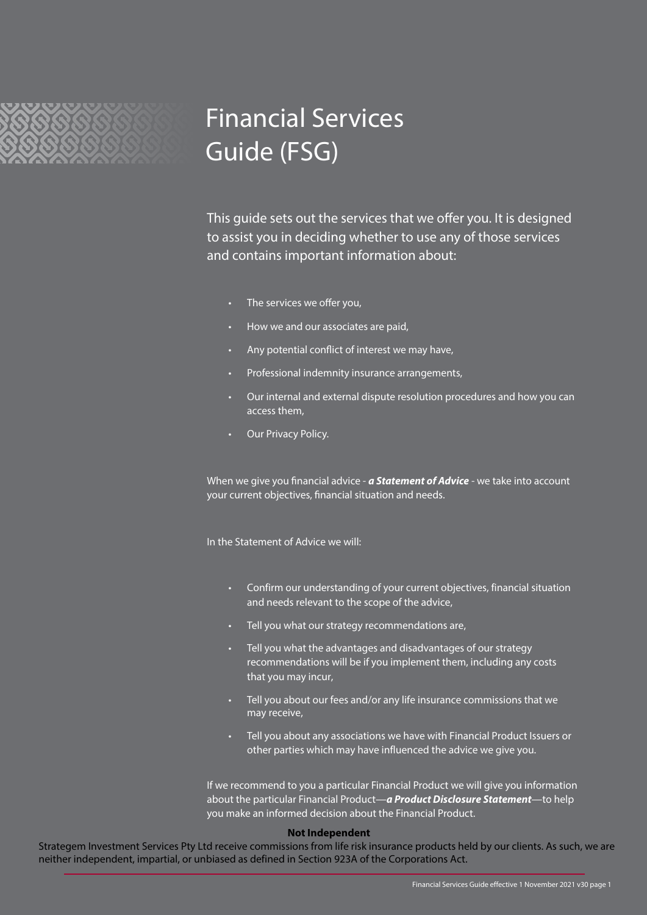# Financial Services Guide (FSG)

This guide sets out the services that we offer you. It is designed to assist you in deciding whether to use any of those services and contains important information about:

- The services we offer you,
- How we and our associates are paid,
- Any potential conflict of interest we may have,
- Professional indemnity insurance arrangements,
- Our internal and external dispute resolution procedures and how you can access them,
- Our Privacy Policy.

When we give you financial advice - ***a Statement of Advice*** - we take into account your current objectives, financial situation and needs.

In the Statement of Advice we will:

- Confirm our understanding of your current objectives, financial situation and needs relevant to the scope of the advice,
- Tell you what our strategy recommendations are,
- Tell you what the advantages and disadvantages of our strategy recommendations will be if you implement them, including any costs that you may incur,
- Tell you about our fees and/or any life insurance commissions that we may receive,
- Tell you about any associations we have with Financial Product Issuers or other parties which may have influenced the advice we give you.

If we recommend to you a particular Financial Product we will give you information about the particular Financial Product—***a Product Disclosure Statement***—to help you make an informed decision about the Financial Product.

**Not Independent**

Strategem Investment Services Pty Ltd receive commissions from life risk insurance products held by our clients. As such, we are neither independent, impartial, or unbiased as defined in Section 923A of the Corporations Act.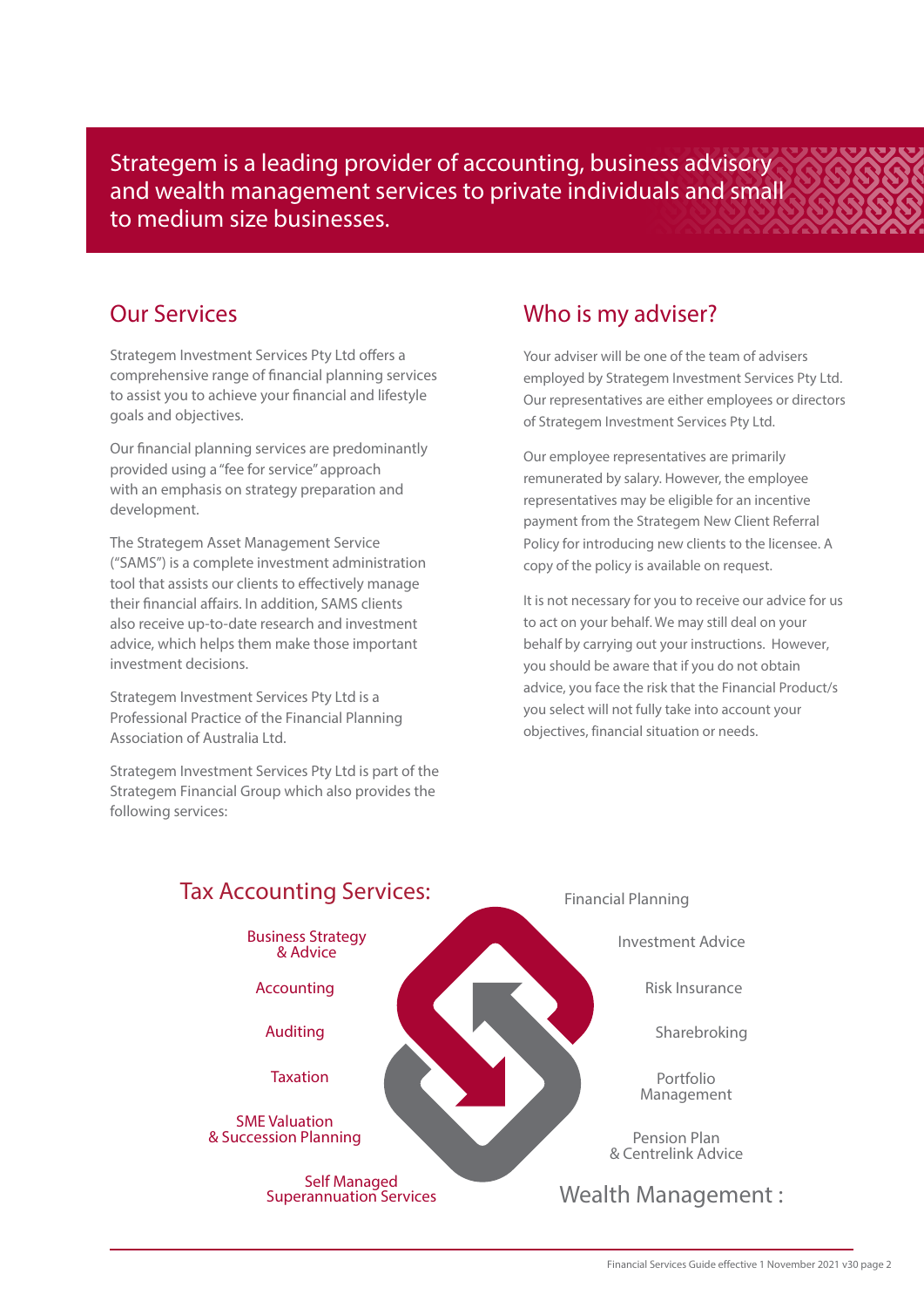Strategem is a leading provider of accounting, business advisory and wealth management services to private individuals and small to medium size businesses.

## Our Services

Strategem Investment Services Pty Ltd offers a comprehensive range of financial planning services to assist you to achieve your financial and lifestyle goals and objectives.

Our financial planning services are predominantly provided using a "fee for service" approach with an emphasis on strategy preparation and development.

The Strategem Asset Management Service ("SAMS") is a complete investment administration tool that assists our clients to effectively manage their financial affairs. In addition, SAMS clients also receive up-to-date research and investment advice, which helps them make those important investment decisions.

Strategem Investment Services Pty Ltd is a Professional Practice of the Financial Planning Association of Australia Ltd.

Strategem Investment Services Pty Ltd is part of the Strategem Financial Group which also provides the following services:

## Who is my adviser?

Your adviser will be one of the team of advisers employed by Strategem Investment Services Pty Ltd. Our representatives are either employees or directors of Strategem Investment Services Pty Ltd.

Our employee representatives are primarily remunerated by salary. However, the employee representatives may be eligible for an incentive payment from the Strategem New Client Referral Policy for introducing new clients to the licensee. A copy of the policy is available on request.

It is not necessary for you to receive our advice for us to act on your behalf. We may still deal on your behalf by carrying out your instructions. However, you should be aware that if you do not obtain advice, you face the risk that the Financial Product/s you select will not fully take into account your objectives, financial situation or needs.

### Tax Accounting Services:

- Business Strategy & Advice
- Accounting
- Auditing
- Taxation
- SME Valuation & Succession Planning
- Self Managed Superannuation Services

### Wealth Management :

- Financial Planning
- Investment Advice
- Risk Insurance
- Sharebroking
- Portfolio Management
- Pension Plan & Centrelink Advice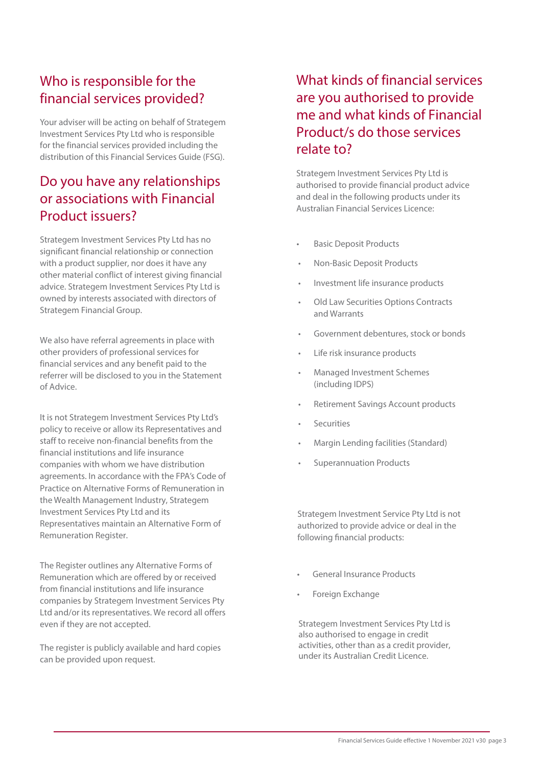## Who is responsible for the financial services provided?

Your adviser will be acting on behalf of Strategem Investment Services Pty Ltd who is responsible for the financial services provided including the distribution of this Financial Services Guide (FSG).

## Do you have any relationships or associations with Financial Product issuers?

Strategem Investment Services Pty Ltd has no significant financial relationship or connection with a product supplier, nor does it have any other material conflict of interest giving financial advice. Strategem Investment Services Pty Ltd is owned by interests associated with directors of Strategem Financial Group.

We also have referral agreements in place with other providers of professional services for financial services and any benefit paid to the referrer will be disclosed to you in the Statement of Advice.

It is not Strategem Investment Services Pty Ltd's policy to receive or allow its Representatives and staff to receive non-financial benefits from the financial institutions and life insurance companies with whom we have distribution agreements. In accordance with the FPA's Code of Practice on Alternative Forms of Remuneration in the Wealth Management Industry, Strategem Investment Services Pty Ltd and its Representatives maintain an Alternative Form of Remuneration Register.

The Register outlines any Alternative Forms of Remuneration which are offered by or received from financial institutions and life insurance companies by Strategem Investment Services Pty Ltd and/or its representatives. We record all offers even if they are not accepted.

The register is publicly available and hard copies can be provided upon request.

## What kinds of financial services are you authorised to provide me and what kinds of Financial Product/s do those services relate to?

Strategem Investment Services Pty Ltd is authorised to provide financial product advice and deal in the following products under its Australian Financial Services Licence:

- Basic Deposit Products
- Non-Basic Deposit Products
- Investment life insurance products
- Old Law Securities Options Contracts and Warrants
- Government debentures, stock or bonds
- Life risk insurance products
- Managed Investment Schemes (including IDPS)
- Retirement Savings Account products
- Securities
- Margin Lending facilities (Standard)
- Superannuation Products

Strategem Investment Service Pty Ltd is not authorized to provide advice or deal in the following financial products:

- General Insurance Products
- Foreign Exchange

Strategem Investment Services Pty Ltd is also authorised to engage in credit activities, other than as a credit provider, under its Australian Credit Licence.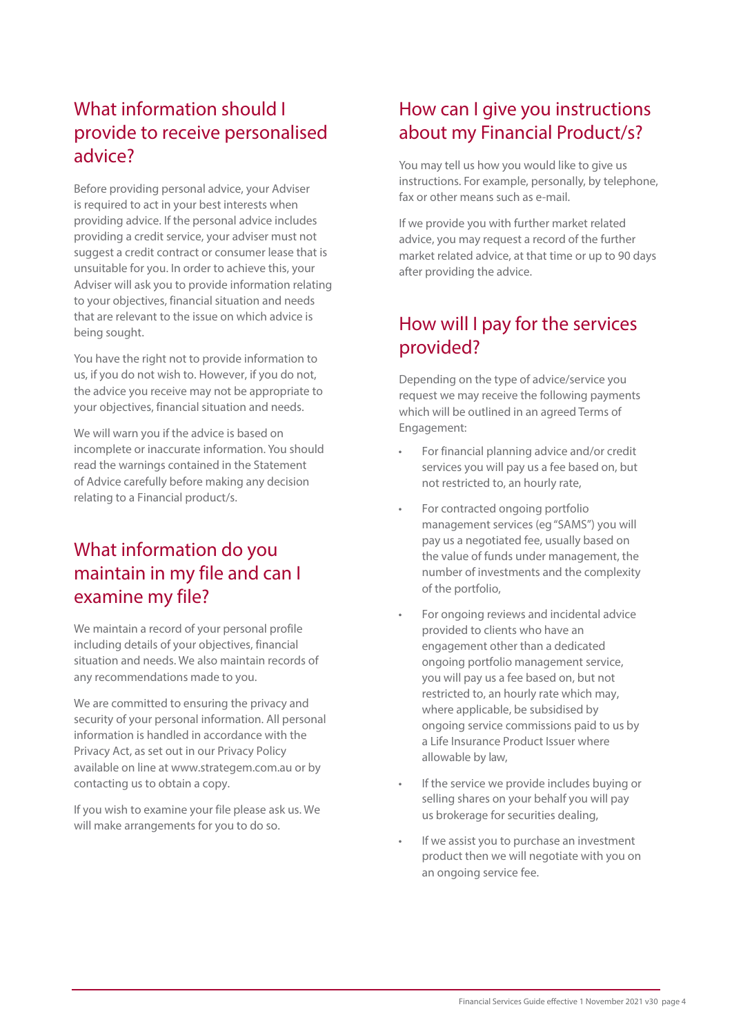## What information should I provide to receive personalised advice?

Before providing personal advice, your Adviser is required to act in your best interests when providing advice. If the personal advice includes providing a credit service, your adviser must not suggest a credit contract or consumer lease that is unsuitable for you. In order to achieve this, your Adviser will ask you to provide information relating to your objectives, financial situation and needs that are relevant to the issue on which advice is being sought.

You have the right not to provide information to us, if you do not wish to. However, if you do not, the advice you receive may not be appropriate to your objectives, financial situation and needs.

We will warn you if the advice is based on incomplete or inaccurate information. You should read the warnings contained in the Statement of Advice carefully before making any decision relating to a Financial product/s.

## What information do you maintain in my file and can I examine my file?

We maintain a record of your personal profile including details of your objectives, financial situation and needs. We also maintain records of any recommendations made to you.

We are committed to ensuring the privacy and security of your personal information. All personal information is handled in accordance with the Privacy Act, as set out in our Privacy Policy available on line at www.strategem.com.au or by contacting us to obtain a copy.

If you wish to examine your file please ask us. We will make arrangements for you to do so.

## How can I give you instructions about my Financial Product/s?

You may tell us how you would like to give us instructions. For example, personally, by telephone, fax or other means such as e-mail.

If we provide you with further market related advice, you may request a record of the further market related advice, at that time or up to 90 days after providing the advice.

## How will I pay for the services provided?

Depending on the type of advice/service you request we may receive the following payments which will be outlined in an agreed Terms of Engagement:

- For financial planning advice and/or credit services you will pay us a fee based on, but not restricted to, an hourly rate,
- For contracted ongoing portfolio management services (eg "SAMS") you will pay us a negotiated fee, usually based on the value of funds under management, the number of investments and the complexity of the portfolio,
- For ongoing reviews and incidental advice provided to clients who have an engagement other than a dedicated ongoing portfolio management service, you will pay us a fee based on, but not restricted to, an hourly rate which may, where applicable, be subsidised by ongoing service commissions paid to us by a Life Insurance Product Issuer where allowable by law,
- If the service we provide includes buying or selling shares on your behalf you will pay us brokerage for securities dealing,
- If we assist you to purchase an investment product then we will negotiate with you on an ongoing service fee.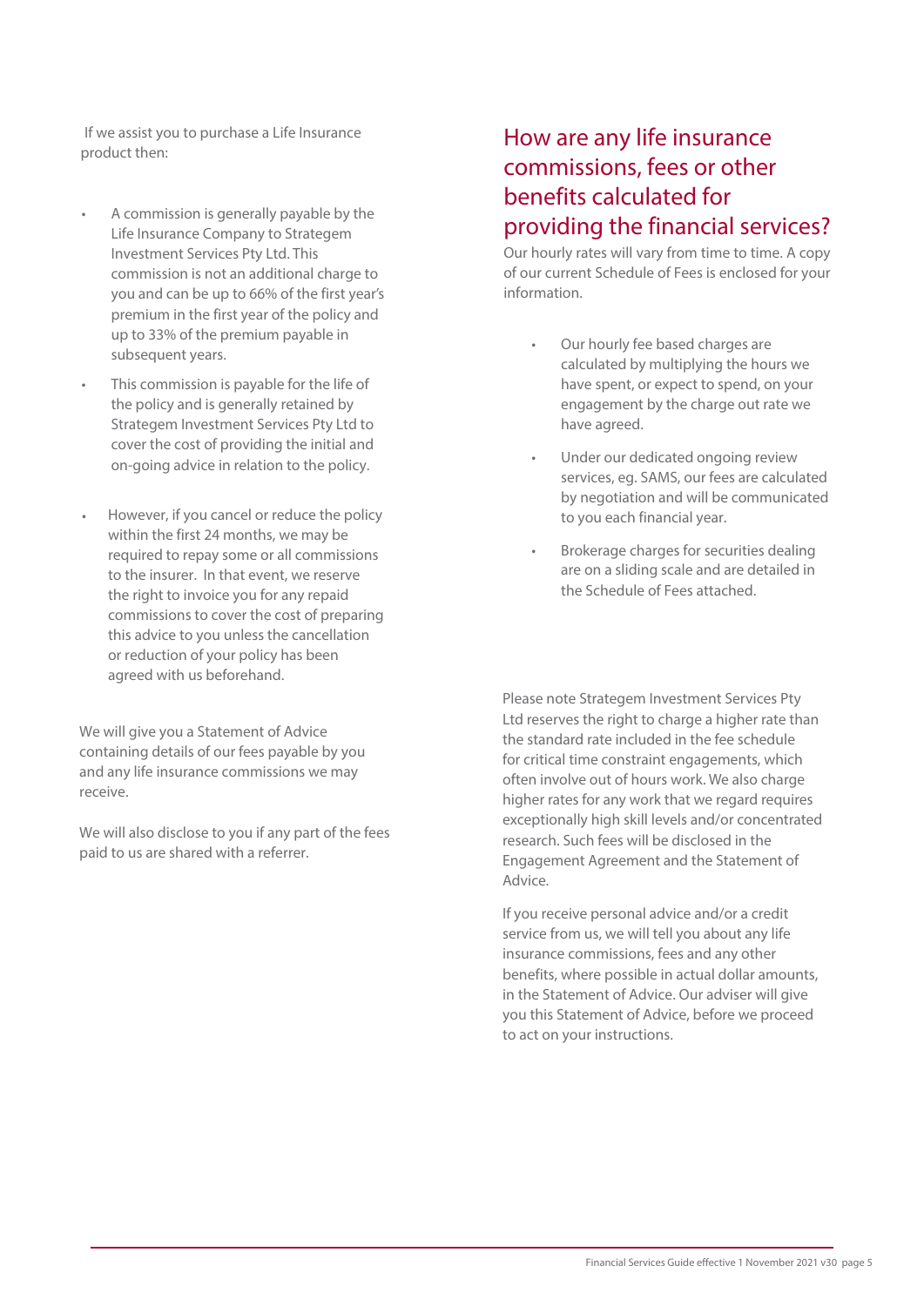If we assist you to purchase a Life Insurance product then:

- A commission is generally payable by the Life Insurance Company to Strategem Investment Services Pty Ltd. This commission is not an additional charge to you and can be up to 66% of the first year's premium in the first year of the policy and up to 33% of the premium payable in subsequent years.
- This commission is payable for the life of the policy and is generally retained by Strategem Investment Services Pty Ltd to cover the cost of providing the initial and on-going advice in relation to the policy.
- However, if you cancel or reduce the policy within the first 24 months, we may be required to repay some or all commissions to the insurer. In that event, we reserve the right to invoice you for any repaid commissions to cover the cost of preparing this advice to you unless the cancellation or reduction of your policy has been agreed with us beforehand.

We will give you a Statement of Advice containing details of our fees payable by you and any life insurance commissions we may receive.

We will also disclose to you if any part of the fees paid to us are shared with a referrer.

## How are any life insurance commissions, fees or other benefits calculated for providing the financial services?

Our hourly rates will vary from time to time. A copy of our current Schedule of Fees is enclosed for your information.

- Our hourly fee based charges are calculated by multiplying the hours we have spent, or expect to spend, on your engagement by the charge out rate we have agreed.
- Under our dedicated ongoing review services, eg. SAMS, our fees are calculated by negotiation and will be communicated to you each financial year.
- Brokerage charges for securities dealing are on a sliding scale and are detailed in the Schedule of Fees attached.

Please note Strategem Investment Services Pty Ltd reserves the right to charge a higher rate than the standard rate included in the fee schedule for critical time constraint engagements, which often involve out of hours work. We also charge higher rates for any work that we regard requires exceptionally high skill levels and/or concentrated research. Such fees will be disclosed in the Engagement Agreement and the Statement of Advice.

If you receive personal advice and/or a credit service from us, we will tell you about any life insurance commissions, fees and any other benefits, where possible in actual dollar amounts, in the Statement of Advice. Our adviser will give you this Statement of Advice, before we proceed to act on your instructions.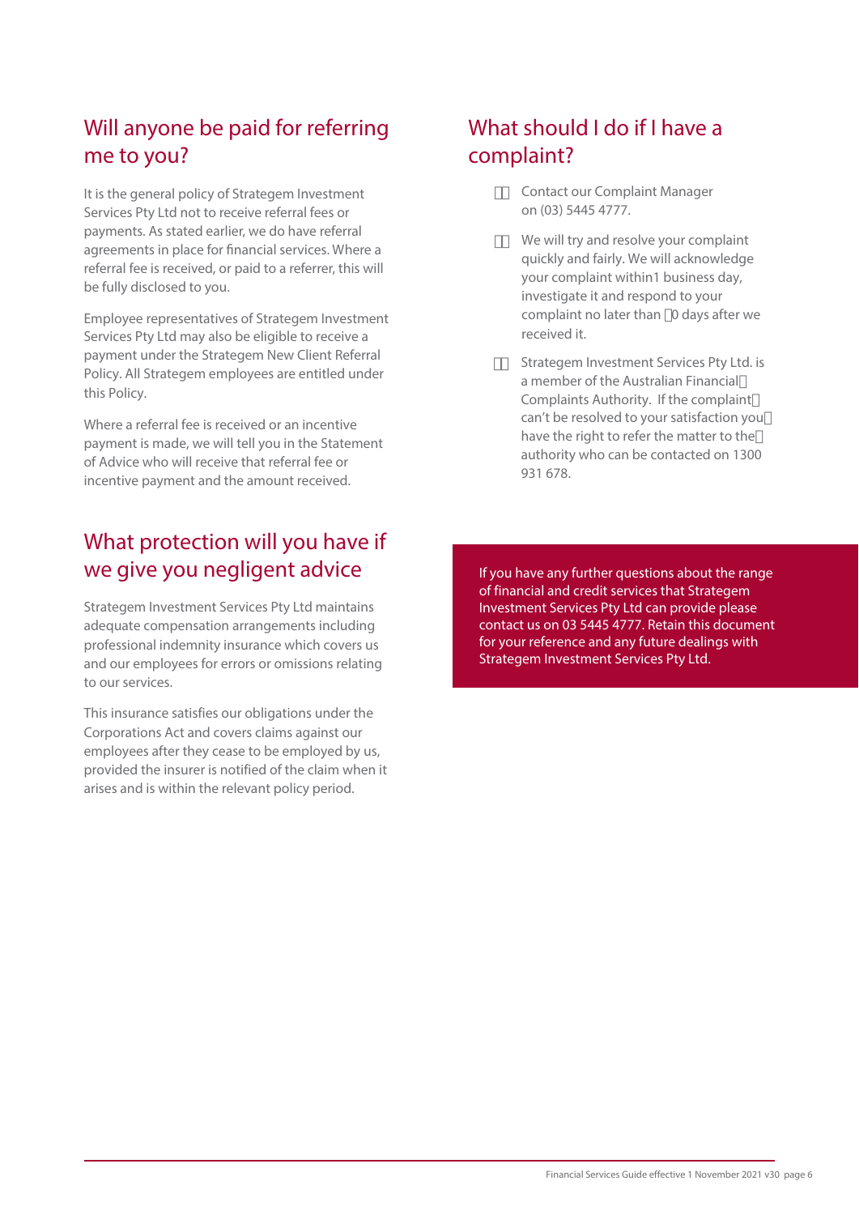## Will anyone be paid for referring me to you?

It is the general policy of Strategem Investment Services Pty Ltd not to receive referral fees or payments. As stated earlier, we do have referral agreements in place for financial services. Where a referral fee is received, or paid to a referrer, this will be fully disclosed to you.

Employee representatives of Strategem Investment Services Pty Ltd may also be eligible to receive a payment under the Strategem New Client Referral Policy. All Strategem employees are entitled under this Policy.

Where a referral fee is received or an incentive payment is made, we will tell you in the Statement of Advice who will receive that referral fee or incentive payment and the amount received.

## What protection will you have if we give you negligent advice

Strategem Investment Services Pty Ltd maintains adequate compensation arrangements including professional indemnity insurance which covers us and our employees for errors or omissions relating to our services.

This insurance satisfies our obligations under the Corporations Act and covers claims against our employees after they cease to be employed by us, provided the insurer is notified of the claim when it arises and is within the relevant policy period.

## What should I do if I have a complaint?

- Contact our Complaint Manager on (03) 5445 4777.
- We will try and resolve your complaint quickly and fairly. We will acknowledge your complaint within1 business day, investigate it and respond to your complaint no later than 0 days after we received it.
- Strategem Investment Services Pty Ltd. is a member of the Australian Financial Complaints Authority. If the complaint can't be resolved to your satisfaction you have the right to refer the matter to the authority who can be contacted on 1300 931 678.

If you have any further questions about the range of financial and credit services that Strategem Investment Services Pty Ltd can provide please contact us on 03 5445 4777. Retain this document for your reference and any future dealings with Strategem Investment Services Pty Ltd.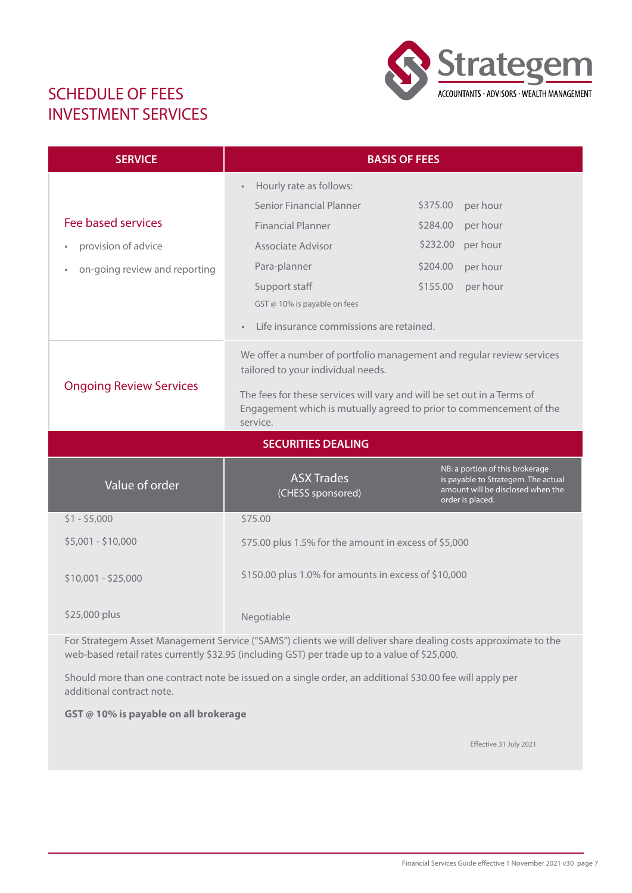# SCHEDULE OF FEES
# INVESTMENT SERVICES

Strategem
ACCOUNTANTS • ADVISORS • WEALTH MANAGEMENT

| SERVICE | BASIS OF FEES |
|---|---|
| **Fee based services**<br>• provision of advice<br>• on-going review and reporting | • Hourly rate as follows:<br>Senior Financial Planner $375.00 per hour<br>Financial Planner $284.00 per hour<br>Associate Advisor $232.00 per hour<br>Para-planner $204.00 per hour<br>Support staff $155.00 per hour<br>GST @ 10% is payable on fees<br>• Life insurance commissions are retained. |
| **Ongoing Review Services** | We offer a number of portfolio management and regular review services tailored to your individual needs.<br>The fees for these services will vary and will be set out in a Terms of Engagement which is mutually agreed to prior to commencement of the service. |

## SECURITIES DEALING

| Value of order | ASX Trades (CHESS sponsored) |
|---|---|
| $1 - $5,000 | $75.00 |
| $5,001 - $10,000 | $75.00 plus 1.5% for the amount in excess of $5,000 |
| $10,001 - $25,000 | $150.00 plus 1.0% for amounts in excess of $10,000 |
| $25,000 plus | Negotiable |

NB: a portion of this brokerage is payable to Strategem. The actual amount will be disclosed when the order is placed.

For Strategem Asset Management Service ("SAMS") clients we will deliver share dealing costs approximate to the web-based retail rates currently $32.95 (including GST) per trade up to a value of $25,000.

Should more than one contract note be issued on a single order, an additional $30.00 fee will apply per additional contract note.

**GST @ 10% is payable on all brokerage**

Effective 31 July 2021